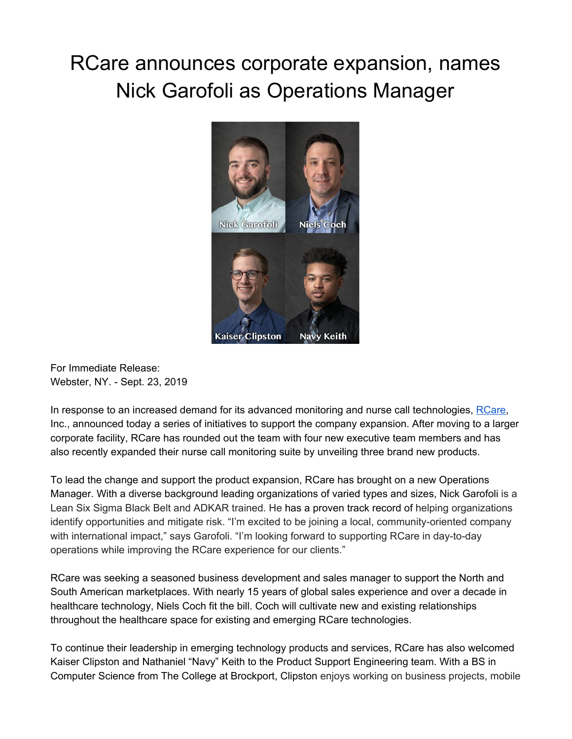# RCare announces corporate expansion, names Nick Garofoli as Operations Manager

For Immediate Release:
Webster, NY. - Sept. 23, 2019

In response to an increased demand for its advanced monitoring and nurse call technologies, RCare, Inc., announced today a series of initiatives to support the company expansion. After moving to a larger corporate facility, RCare has rounded out the team with four new executive team members and has also recently expanded their nurse call monitoring suite by unveiling three brand new products.

To lead the change and support the product expansion, RCare has brought on a new Operations Manager. With a diverse background leading organizations of varied types and sizes, Nick Garofoli is a Lean Six Sigma Black Belt and ADKAR trained. He has a proven track record of helping organizations identify opportunities and mitigate risk. "I'm excited to be joining a local, community-oriented company with international impact," says Garofoli. "I'm looking forward to supporting RCare in day-to-day operations while improving the RCare experience for our clients."

RCare was seeking a seasoned business development and sales manager to support the North and South American marketplaces. With nearly 15 years of global sales experience and over a decade in healthcare technology, Niels Coch fit the bill. Coch will cultivate new and existing relationships throughout the healthcare space for existing and emerging RCare technologies.

To continue their leadership in emerging technology products and services, RCare has also welcomed Kaiser Clipston and Nathaniel "Navy" Keith to the Product Support Engineering team. With a BS in Computer Science from The College at Brockport, Clipston enjoys working on business projects, mobile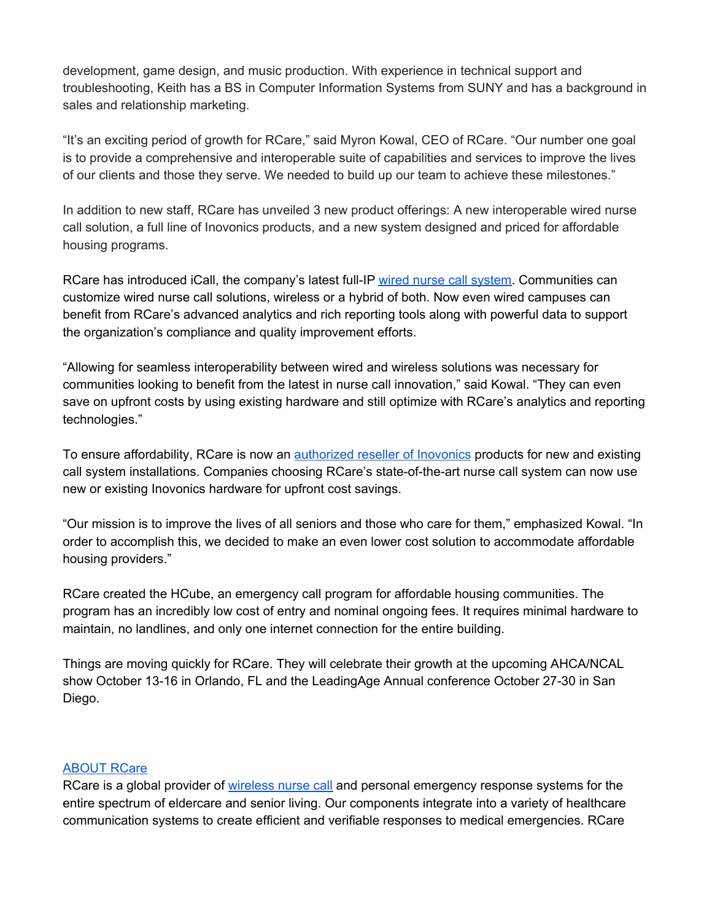development, game design, and music production. With experience in technical support and troubleshooting, Keith has a BS in Computer Information Systems from SUNY and has a background in sales and relationship marketing.

“It’s an exciting period of growth for RCare,” said Myron Kowal, CEO of RCare. “Our number one goal is to provide a comprehensive and interoperable suite of capabilities and services to improve the lives of our clients and those they serve. We needed to build up our team to achieve these milestones.”

In addition to new staff, RCare has unveiled 3 new product offerings: A new interoperable wired nurse call solution, a full line of Inovonics products, and a new system designed and priced for affordable housing programs.

RCare has introduced iCall, the company’s latest full-IP [wired nurse call system](). Communities can customize wired nurse call solutions, wireless or a hybrid of both. Now even wired campuses can benefit from RCare’s advanced analytics and rich reporting tools along with powerful data to support the organization’s compliance and quality improvement efforts.

“Allowing for seamless interoperability between wired and wireless solutions was necessary for communities looking to benefit from the latest in nurse call innovation,” said Kowal. “They can even save on upfront costs by using existing hardware and still optimize with RCare’s analytics and reporting technologies.”

To ensure affordability, RCare is now an [authorized reseller of Inovonics]() products for new and existing call system installations. Companies choosing RCare’s state-of-the-art nurse call system can now use new or existing Inovonics hardware for upfront cost savings.

“Our mission is to improve the lives of all seniors and those who care for them,” emphasized Kowal. “In order to accomplish this, we decided to make an even lower cost solution to accommodate affordable housing providers.”

RCare created the HCube, an emergency call program for affordable housing communities. The program has an incredibly low cost of entry and nominal ongoing fees. It requires minimal hardware to maintain, no landlines, and only one internet connection for the entire building.

Things are moving quickly for RCare. They will celebrate their growth at the upcoming AHCA/NCAL show October 13-16 in Orlando, FL and the LeadingAge Annual conference October 27-30 in San Diego.

[ABOUT RCare]()

RCare is a global provider of [wireless nurse call]() and personal emergency response systems for the entire spectrum of eldercare and senior living. Our components integrate into a variety of healthcare communication systems to create efficient and verifiable responses to medical emergencies. RCare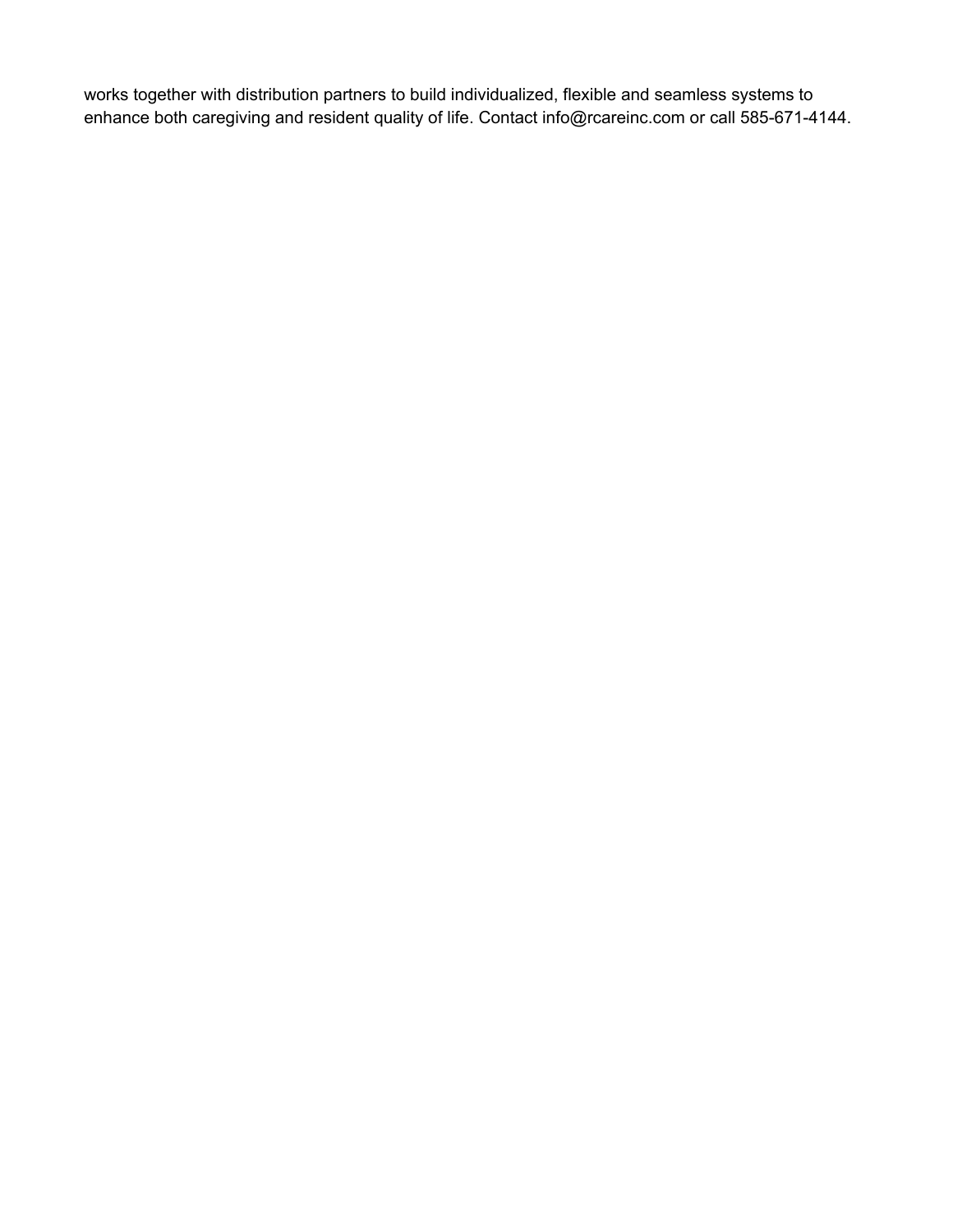works together with distribution partners to build individualized, flexible and seamless systems to enhance both caregiving and resident quality of life. Contact info@rcareinc.com or call 585-671-4144.